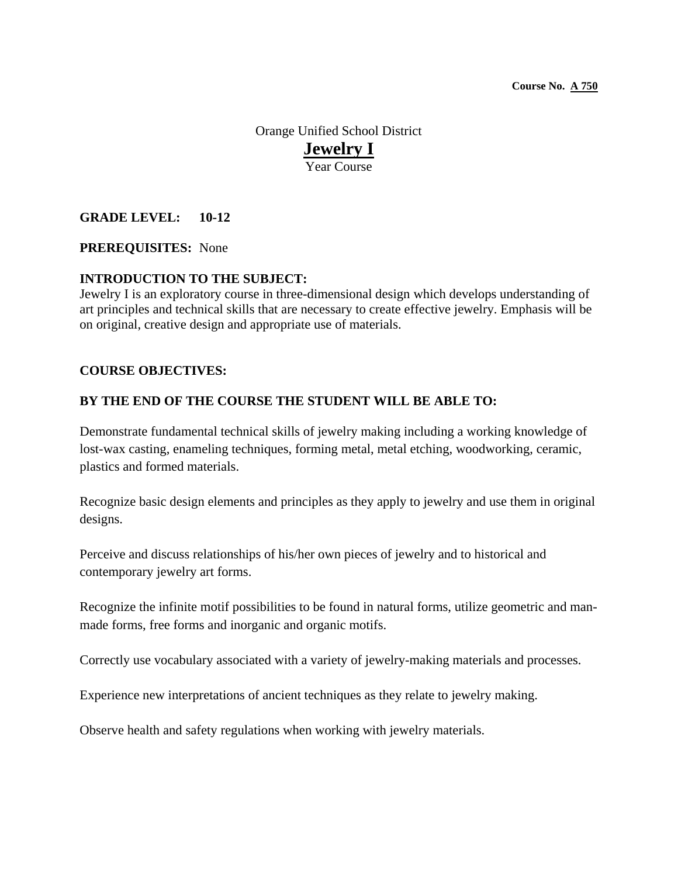**Course No. A 750**

Orange Unified School District

# Jewelry I

Year Course

**GRADE LEVEL: 10-12**

**PREREQUISITES:** None

**INTRODUCTION TO THE SUBJECT:**

Jewelry I is an exploratory course in three-dimensional design which develops understanding of art principles and technical skills that are necessary to create effective jewelry. Emphasis will be on original, creative design and appropriate use of materials.

**COURSE OBJECTIVES:**

**BY THE END OF THE COURSE THE STUDENT WILL BE ABLE TO:**

Demonstrate fundamental technical skills of jewelry making including a working knowledge of lost-wax casting, enameling techniques, forming metal, metal etching, woodworking, ceramic, plastics and formed materials.

Recognize basic design elements and principles as they apply to jewelry and use them in original designs.

Perceive and discuss relationships of his/her own pieces of jewelry and to historical and contemporary jewelry art forms.

Recognize the infinite motif possibilities to be found in natural forms, utilize geometric and man-made forms, free forms and inorganic and organic motifs.

Correctly use vocabulary associated with a variety of jewelry-making materials and processes.

Experience new interpretations of ancient techniques as they relate to jewelry making.

Observe health and safety regulations when working with jewelry materials.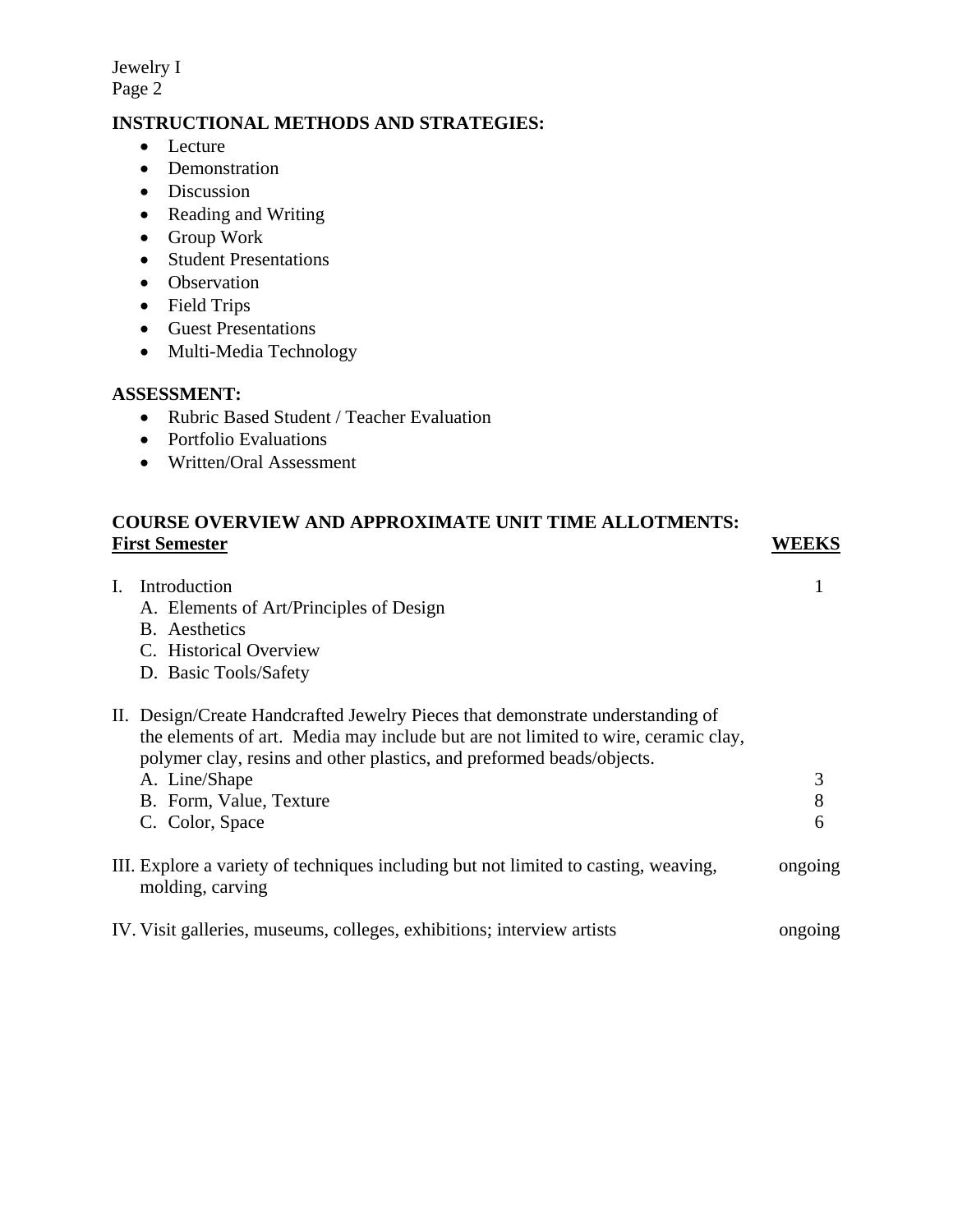## INSTRUCTIONAL METHODS AND STRATEGIES:

- Lecture
- Demonstration
- Discussion
- Reading and Writing
- Group Work
- Student Presentations
- Observation
- Field Trips
- Guest Presentations
- Multi-Media Technology

## ASSESSMENT:

- Rubric Based Student / Teacher Evaluation
- Portfolio Evaluations
- Written/Oral Assessment

## COURSE OVERVIEW AND APPROXIMATE UNIT TIME ALLOTMENTS:

| **First Semester** | **WEEKS** |
|---|---|
| I. Introduction | 1 |
| A. Elements of Art/Principles of Design | |
| B. Aesthetics | |
| C. Historical Overview | |
| D. Basic Tools/Safety | |
| II. Design/Create Handcrafted Jewelry Pieces that demonstrate understanding of the elements of art. Media may include but are not limited to wire, ceramic clay, polymer clay, resins and other plastics, and preformed beads/objects. | |
| A. Line/Shape | 3 |
| B. Form, Value, Texture | 8 |
| C. Color, Space | 6 |
| III. Explore a variety of techniques including but not limited to casting, weaving, molding, carving | ongoing |
| IV. Visit galleries, museums, colleges, exhibitions; interview artists | ongoing |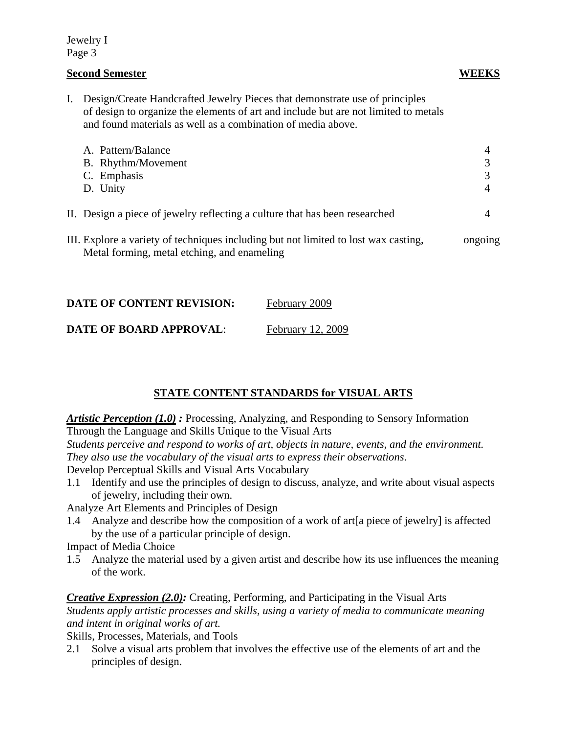**Second Semester** | **WEEKS**

| | WEEKS |
|---|---|
| I. Design/Create Handcrafted Jewelry Pieces that demonstrate use of principles of design to organize the elements of art and include but are not limited to metals and found materials as well as a combination of media above. | |
| A. Pattern/Balance | 4 |
| B. Rhythm/Movement | 3 |
| C. Emphasis | 3 |
| D. Unity | 4 |
| II. Design a piece of jewelry reflecting a culture that has been researched | 4 |
| III. Explore a variety of techniques including but not limited to lost wax casting, Metal forming, metal etching, and enameling | ongoing |

**DATE OF CONTENT REVISION:** February 2009

**DATE OF BOARD APPROVAL**: February 12, 2009

## STATE CONTENT STANDARDS for VISUAL ARTS

***Artistic Perception (1.0) :*** Processing, Analyzing, and Responding to Sensory Information Through the Language and Skills Unique to the Visual Arts

*Students perceive and respond to works of art, objects in nature, events, and the environment. They also use the vocabulary of the visual arts to express their observations*.

Develop Perceptual Skills and Visual Arts Vocabulary

1.1 Identify and use the principles of design to discuss, analyze, and write about visual aspects of jewelry, including their own.

Analyze Art Elements and Principles of Design

1.4 Analyze and describe how the composition of a work of art[a piece of jewelry] is affected by the use of a particular principle of design.

Impact of Media Choice

1.5 Analyze the material used by a given artist and describe how its use influences the meaning of the work.

***Creative Expression (2.0):*** Creating, Performing, and Participating in the Visual Arts

*Students apply artistic processes and skills, using a variety of media to communicate meaning and intent in original works of art.*

Skills, Processes, Materials, and Tools

2.1 Solve a visual arts problem that involves the effective use of the elements of art and the principles of design.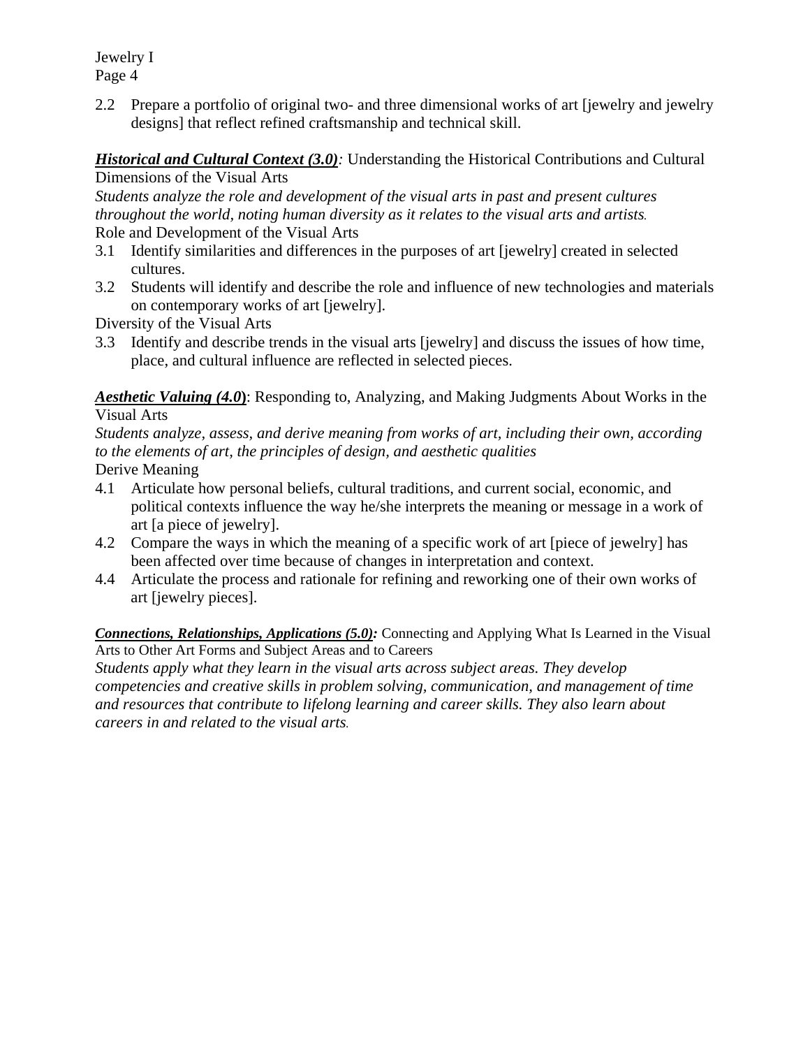2.2 Prepare a portfolio of original two- and three dimensional works of art [jewelry and jewelry designs] that reflect refined craftsmanship and technical skill.

***Historical and Cultural Context (3.0)****:* Understanding the Historical Contributions and Cultural Dimensions of the Visual Arts

*Students analyze the role and development of the visual arts in past and present cultures throughout the world, noting human diversity as it relates to the visual arts and artists.*

Role and Development of the Visual Arts

3.1 Identify similarities and differences in the purposes of art [jewelry] created in selected cultures.

3.2 Students will identify and describe the role and influence of new technologies and materials on contemporary works of art [jewelry].

Diversity of the Visual Arts

3.3 Identify and describe trends in the visual arts [jewelry] and discuss the issues of how time, place, and cultural influence are reflected in selected pieces.

***Aesthetic Valuing (4.0)***: Responding to, Analyzing, and Making Judgments About Works in the Visual Arts

*Students analyze, assess, and derive meaning from works of art, including their own, according to the elements of art, the principles of design, and aesthetic qualities*

Derive Meaning

4.1 Articulate how personal beliefs, cultural traditions, and current social, economic, and political contexts influence the way he/she interprets the meaning or message in a work of art [a piece of jewelry].

4.2 Compare the ways in which the meaning of a specific work of art [piece of jewelry] has been affected over time because of changes in interpretation and context.

4.4 Articulate the process and rationale for refining and reworking one of their own works of art [jewelry pieces].

***Connections, Relationships, Applications (5.0):*** Connecting and Applying What Is Learned in the Visual Arts to Other Art Forms and Subject Areas and to Careers

*Students apply what they learn in the visual arts across subject areas. They develop competencies and creative skills in problem solving, communication, and management of time and resources that contribute to lifelong learning and career skills. They also learn about careers in and related to the visual arts.*